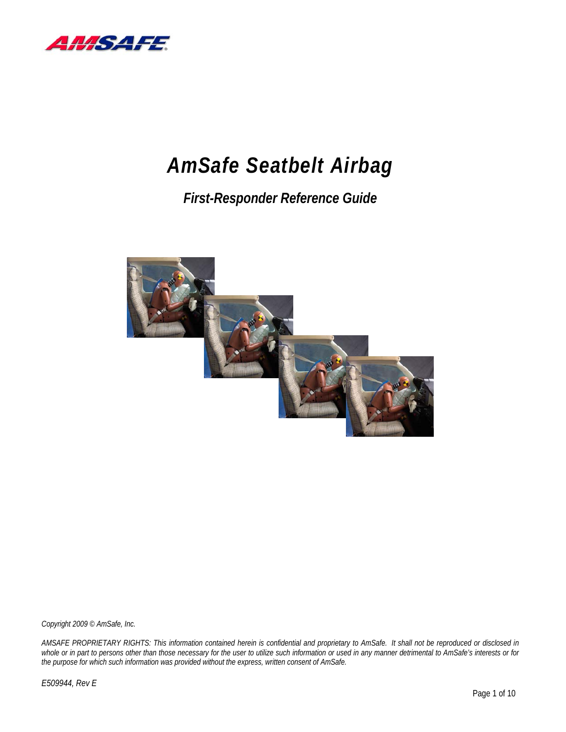# AmSafe Seatbelt Airbag

## *First-Responder Reference Guide*

*Copyright 2009 © AmSafe, Inc.*

*AMSAFE PROPRIETARY RIGHTS: This information contained herein is confidential and proprietary to AmSafe. It shall not be reproduced or disclosed in whole or in part to persons other than those necessary for the user to utilize such information or used in any manner detrimental to AmSafe's interests or for the purpose for which such information was provided without the express, written consent of AmSafe.*

*E509944, Rev E*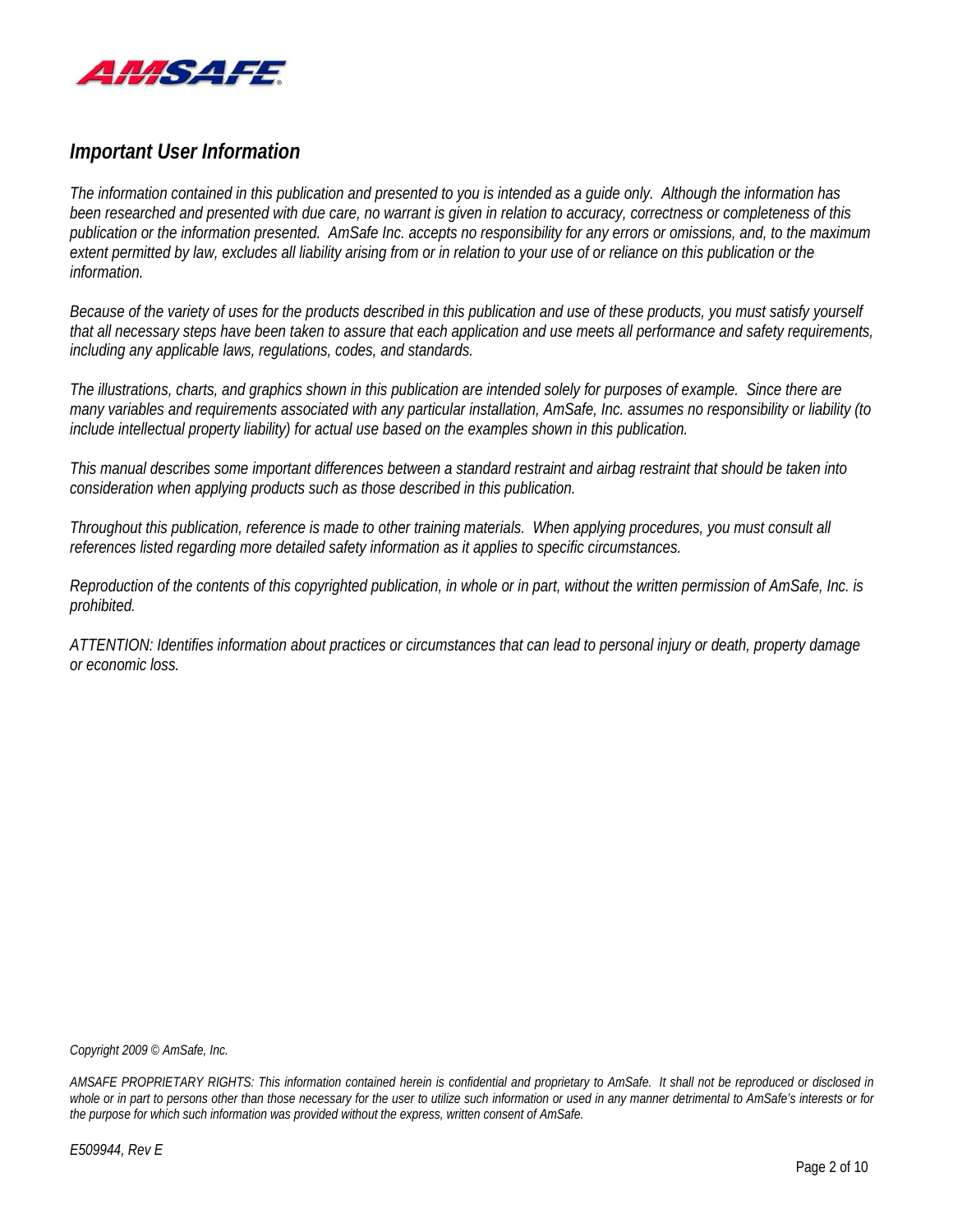## *Important User Information*

*The information contained in this publication and presented to you is intended as a guide only. Although the information has been researched and presented with due care, no warrant is given in relation to accuracy, correctness or completeness of this publication or the information presented. AmSafe Inc. accepts no responsibility for any errors or omissions, and, to the maximum extent permitted by law, excludes all liability arising from or in relation to your use of or reliance on this publication or the information.*

*Because of the variety of uses for the products described in this publication and use of these products, you must satisfy yourself that all necessary steps have been taken to assure that each application and use meets all performance and safety requirements, including any applicable laws, regulations, codes, and standards.*

*The illustrations, charts, and graphics shown in this publication are intended solely for purposes of example. Since there are many variables and requirements associated with any particular installation, AmSafe, Inc. assumes no responsibility or liability (to include intellectual property liability) for actual use based on the examples shown in this publication.*

*This manual describes some important differences between a standard restraint and airbag restraint that should be taken into consideration when applying products such as those described in this publication.*

*Throughout this publication, reference is made to other training materials. When applying procedures, you must consult all references listed regarding more detailed safety information as it applies to specific circumstances.*

*Reproduction of the contents of this copyrighted publication, in whole or in part, without the written permission of AmSafe, Inc. is prohibited.*

*ATTENTION: Identifies information about practices or circumstances that can lead to personal injury or death, property damage or economic loss.*

*Copyright 2009 © AmSafe, Inc.*

*AMSAFE PROPRIETARY RIGHTS: This information contained herein is confidential and proprietary to AmSafe. It shall not be reproduced or disclosed in whole or in part to persons other than those necessary for the user to utilize such information or used in any manner detrimental to AmSafe's interests or for the purpose for which such information was provided without the express, written consent of AmSafe.*

*E509944, Rev E*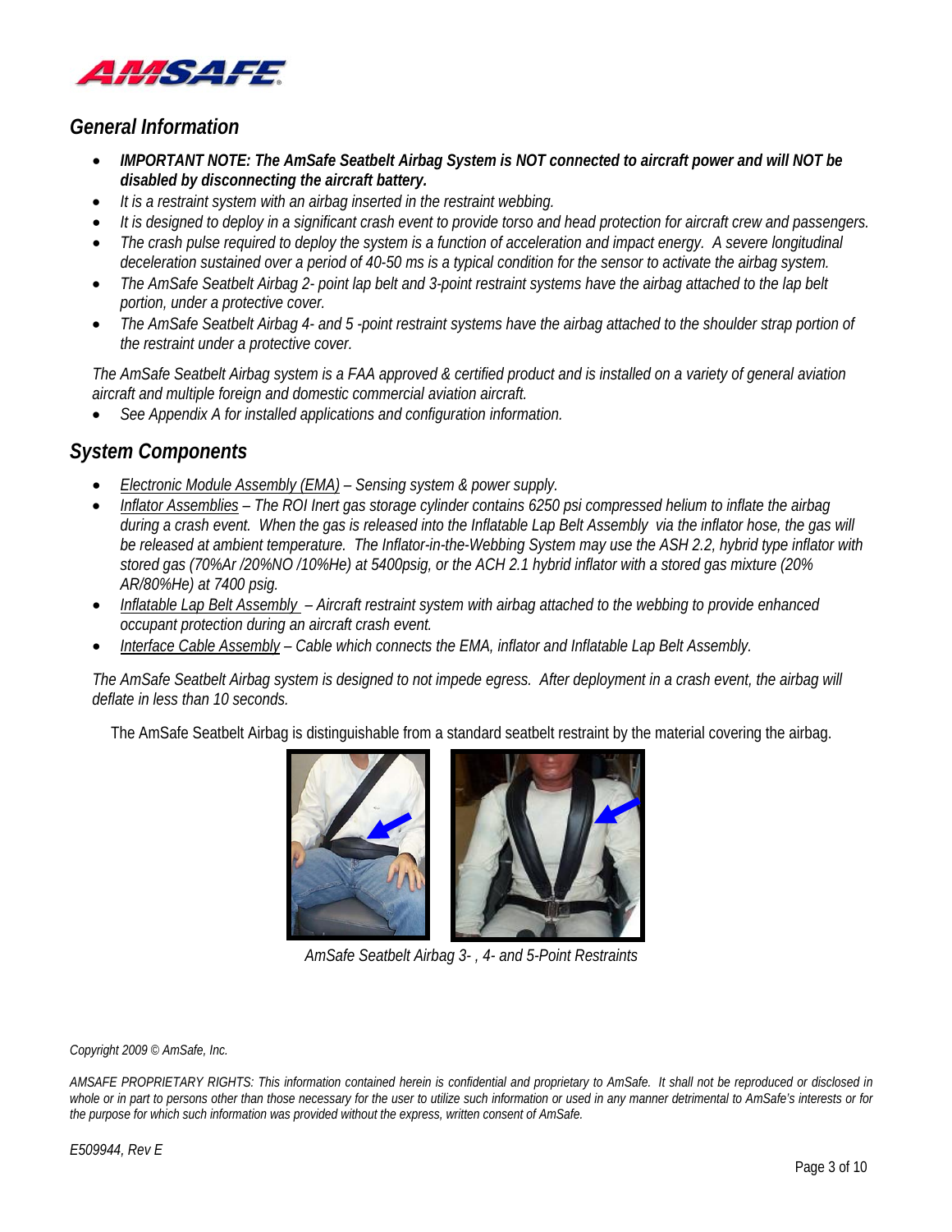## *General Information*

- ***IMPORTANT NOTE: The AmSafe Seatbelt Airbag System is NOT connected to aircraft power and will NOT be disabled by disconnecting the aircraft battery.***
- *It is a restraint system with an airbag inserted in the restraint webbing.*
- *It is designed to deploy in a significant crash event to provide torso and head protection for aircraft crew and passengers.*
- *The crash pulse required to deploy the system is a function of acceleration and impact energy. A severe longitudinal deceleration sustained over a period of 40-50 ms is a typical condition for the sensor to activate the airbag system.*
- *The AmSafe Seatbelt Airbag 2- point lap belt and 3-point restraint systems have the airbag attached to the lap belt portion, under a protective cover.*
- *The AmSafe Seatbelt Airbag 4- and 5 -point restraint systems have the airbag attached to the shoulder strap portion of the restraint under a protective cover.*

*The AmSafe Seatbelt Airbag system is a FAA approved & certified product and is installed on a variety of general aviation aircraft and multiple foreign and domestic commercial aviation aircraft.*

- *See Appendix A for installed applications and configuration information.*

## *System Components*

- *Electronic Module Assembly (EMA) – Sensing system & power supply.*
- *Inflator Assemblies – The ROI Inert gas storage cylinder contains 6250 psi compressed helium to inflate the airbag during a crash event. When the gas is released into the Inflatable Lap Belt Assembly via the inflator hose, the gas will be released at ambient temperature. The Inflator-in-the-Webbing System may use the ASH 2.2, hybrid type inflator with stored gas (70%Ar /20%NO /10%He) at 5400psig, or the ACH 2.1 hybrid inflator with a stored gas mixture (20% AR/80%He) at 7400 psig.*
- *Inflatable Lap Belt Assembly – Aircraft restraint system with airbag attached to the webbing to provide enhanced occupant protection during an aircraft crash event.*
- *Interface Cable Assembly – Cable which connects the EMA, inflator and Inflatable Lap Belt Assembly.*

*The AmSafe Seatbelt Airbag system is designed to not impede egress. After deployment in a crash event, the airbag will deflate in less than 10 seconds.*

The AmSafe Seatbelt Airbag is distinguishable from a standard seatbelt restraint by the material covering the airbag.

*AmSafe Seatbelt Airbag 3- , 4- and 5-Point Restraints*

*Copyright 2009 © AmSafe, Inc.*

*AMSAFE PROPRIETARY RIGHTS: This information contained herein is confidential and proprietary to AmSafe. It shall not be reproduced or disclosed in whole or in part to persons other than those necessary for the user to utilize such information or used in any manner detrimental to AmSafe's interests or for the purpose for which such information was provided without the express, written consent of AmSafe.*

*E509944, Rev E*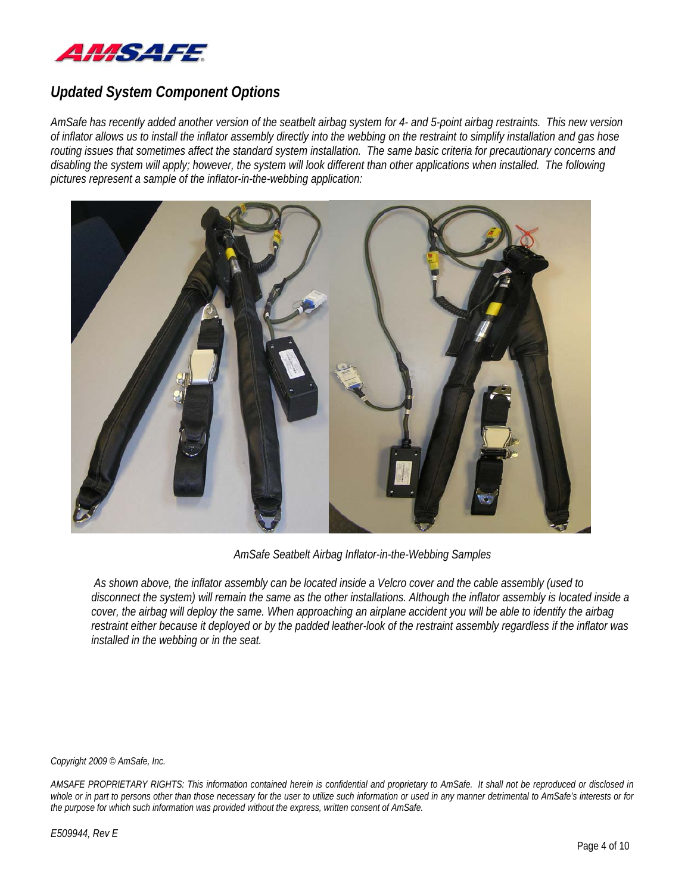## *Updated System Component Options*

*AmSafe has recently added another version of the seatbelt airbag system for 4- and 5-point airbag restraints. This new version of inflator allows us to install the inflator assembly directly into the webbing on the restraint to simplify installation and gas hose routing issues that sometimes affect the standard system installation. The same basic criteria for precautionary concerns and disabling the system will apply; however, the system will look different than other applications when installed. The following pictures represent a sample of the inflator-in-the-webbing application:*

*AmSafe Seatbelt Airbag Inflator-in-the-Webbing Samples*

*As shown above, the inflator assembly can be located inside a Velcro cover and the cable assembly (used to disconnect the system) will remain the same as the other installations. Although the inflator assembly is located inside a cover, the airbag will deploy the same. When approaching an airplane accident you will be able to identify the airbag restraint either because it deployed or by the padded leather-look of the restraint assembly regardless if the inflator was installed in the webbing or in the seat.*

*Copyright 2009 © AmSafe, Inc.*

*AMSAFE PROPRIETARY RIGHTS: This information contained herein is confidential and proprietary to AmSafe. It shall not be reproduced or disclosed in whole or in part to persons other than those necessary for the user to utilize such information or used in any manner detrimental to AmSafe's interests or for the purpose for which such information was provided without the express, written consent of AmSafe.*

*E509944, Rev E*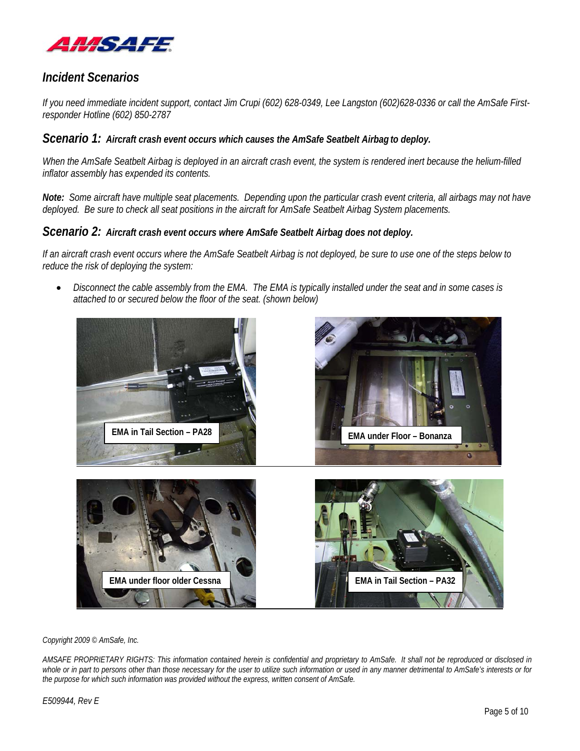## *Incident Scenarios*

*If you need immediate incident support, contact Jim Crupi (602) 628-0349, Lee Langston (602)628-0336 or call the AmSafe First-responder Hotline (602) 850-2787*

### *Scenario 1: Aircraft crash event occurs which causes the AmSafe Seatbelt Airbag to deploy.*

*When the AmSafe Seatbelt Airbag is deployed in an aircraft crash event, the system is rendered inert because the helium-filled inflator assembly has expended its contents.*

***Note:*** *Some aircraft have multiple seat placements. Depending upon the particular crash event criteria, all airbags may not have deployed. Be sure to check all seat positions in the aircraft for AmSafe Seatbelt Airbag System placements.*

### *Scenario 2: Aircraft crash event occurs where AmSafe Seatbelt Airbag does not deploy.*

*If an aircraft crash event occurs where the AmSafe Seatbelt Airbag is not deployed, be sure to use one of the steps below to reduce the risk of deploying the system:*

- *Disconnect the cable assembly from the EMA. The EMA is typically installed under the seat and in some cases is attached to or secured below the floor of the seat. (shown below)*

**EMA in Tail Section – PA28**

**EMA under Floor – Bonanza**

**EMA under floor older Cessna**

**EMA in Tail Section – PA32**

*Copyright 2009 © AmSafe, Inc.*

*AMSAFE PROPRIETARY RIGHTS: This information contained herein is confidential and proprietary to AmSafe. It shall not be reproduced or disclosed in whole or in part to persons other than those necessary for the user to utilize such information or used in any manner detrimental to AmSafe's interests or for the purpose for which such information was provided without the express, written consent of AmSafe.*

*E509944, Rev E*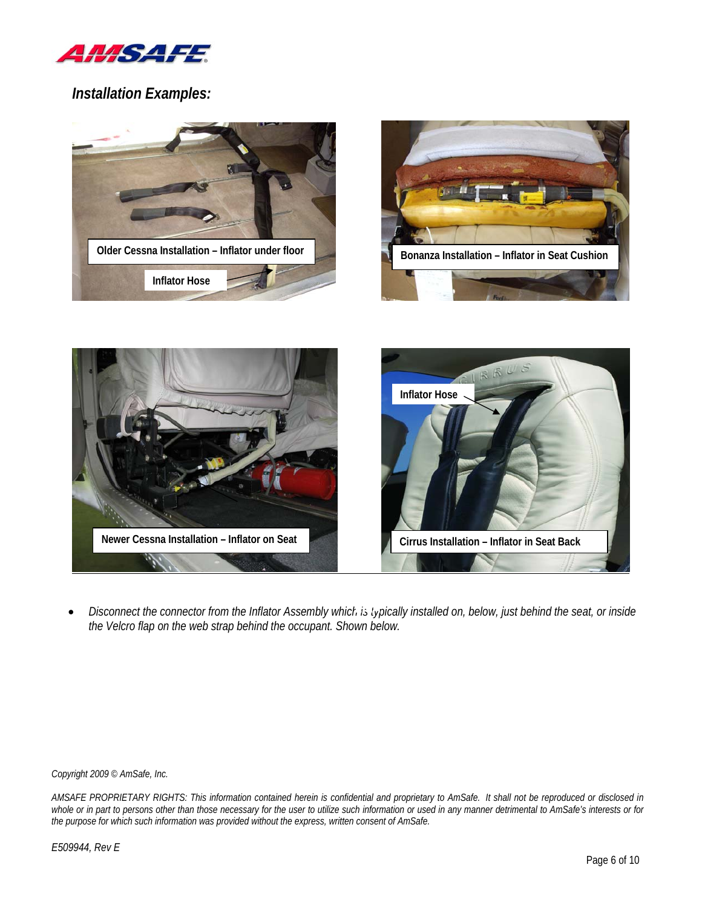## *Installation Examples:*

Older Cessna Installation – Inflator under floor

Inflator Hose

Bonanza Installation – Inflator in Seat Cushion

Newer Cessna Installation – Inflator on Seat

Inflator Hose

Cirrus Installation – Inflator in Seat Back

- *Disconnect the connector from the Inflator Assembly which is typically installed on, below, just behind the seat, or inside the Velcro flap on the web strap behind the occupant. Shown below.*

*Copyright 2009 © AmSafe, Inc.*

*AMSAFE PROPRIETARY RIGHTS: This information contained herein is confidential and proprietary to AmSafe. It shall not be reproduced or disclosed in whole or in part to persons other than those necessary for the user to utilize such information or used in any manner detrimental to AmSafe's interests or for the purpose for which such information was provided without the express, written consent of AmSafe.*

*E509944, Rev E*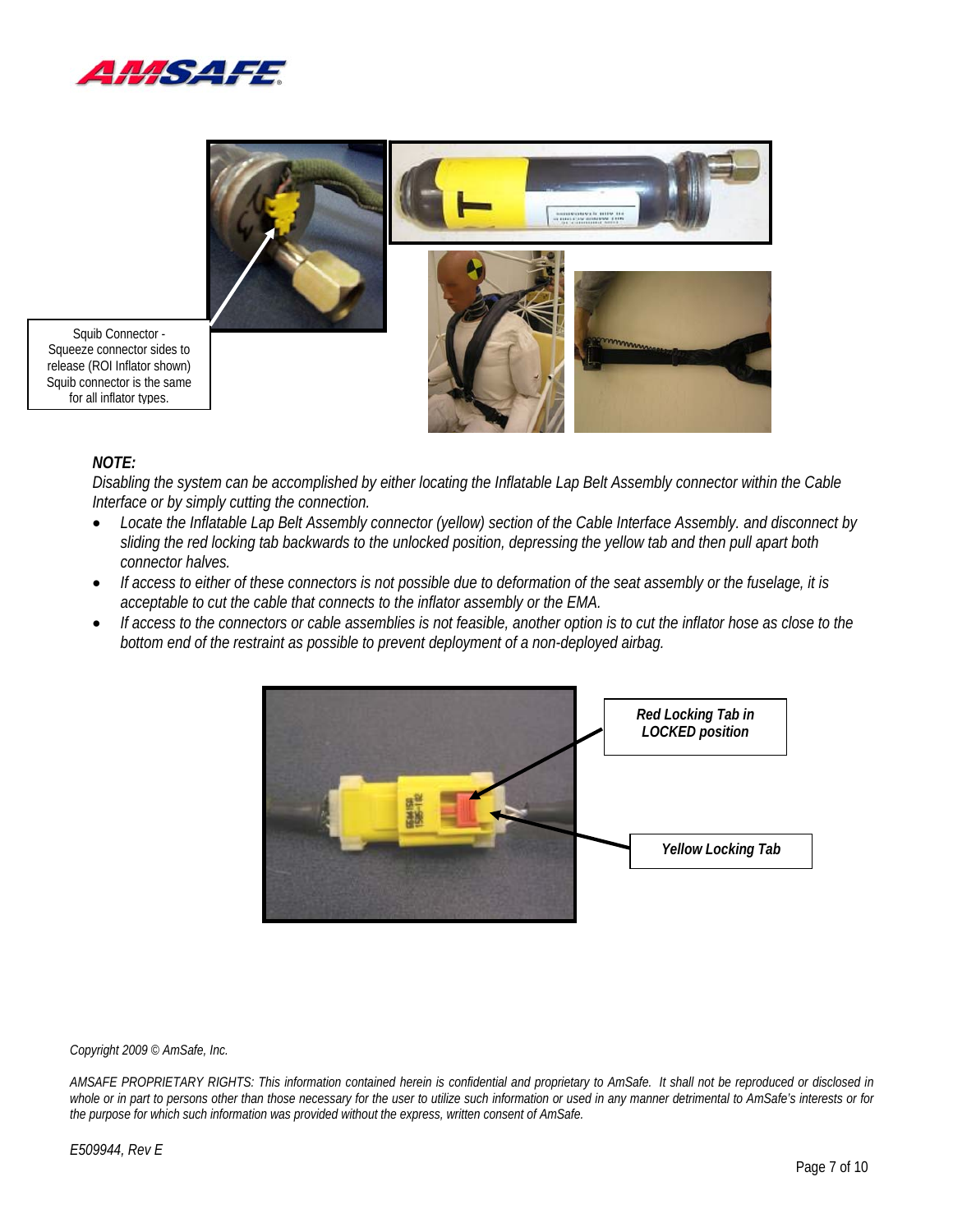Squib Connector - Squeeze connector sides to release (ROI Inflator shown) Squib connector is the same for all inflator types.

***NOTE:***

*Disabling the system can be accomplished by either locating the Inflatable Lap Belt Assembly connector within the Cable Interface or by simply cutting the connection.*

- *Locate the Inflatable Lap Belt Assembly connector (yellow) section of the Cable Interface Assembly. and disconnect by sliding the red locking tab backwards to the unlocked position, depressing the yellow tab and then pull apart both connector halves.*
- *If access to either of these connectors is not possible due to deformation of the seat assembly or the fuselage, it is acceptable to cut the cable that connects to the inflator assembly or the EMA.*
- *If access to the connectors or cable assemblies is not feasible, another option is to cut the inflator hose as close to the bottom end of the restraint as possible to prevent deployment of a non-deployed airbag.*

***Red Locking Tab in LOCKED position***

***Yellow Locking Tab***

*Copyright 2009 © AmSafe, Inc.*

*AMSAFE PROPRIETARY RIGHTS: This information contained herein is confidential and proprietary to AmSafe. It shall not be reproduced or disclosed in whole or in part to persons other than those necessary for the user to utilize such information or used in any manner detrimental to AmSafe's interests or for the purpose for which such information was provided without the express, written consent of AmSafe.*

*E509944, Rev E*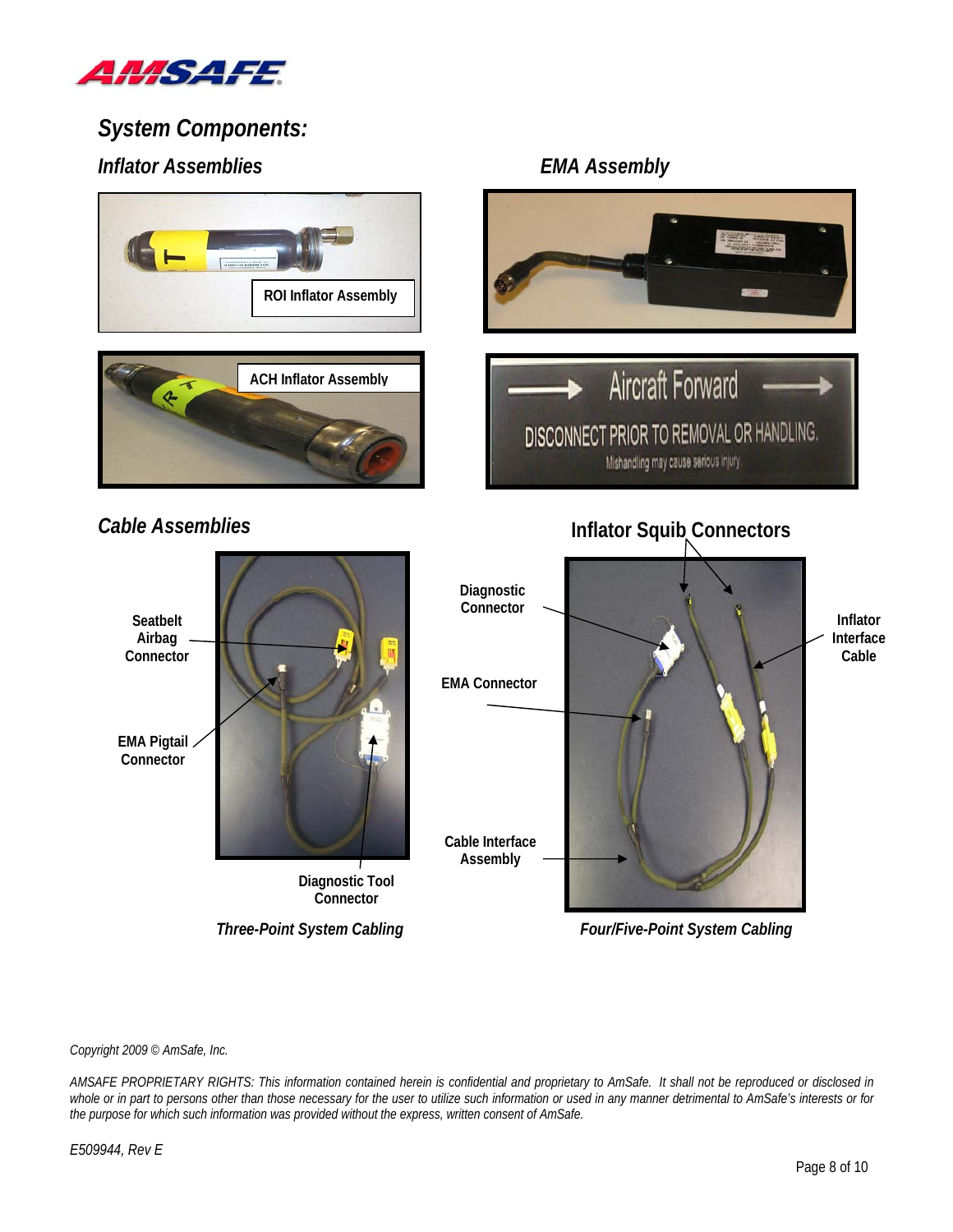## System Components:

### Inflator Assemblies

ROI Inflator Assembly

ACH Inflator Assembly

### EMA Assembly

Aircraft Forward

DISCONNECT PRIOR TO REMOVAL OR HANDLING.

Mishandling may cause serious injury.

### Cable Assemblies

Seatbelt Airbag Connector

EMA Pigtail Connector

Diagnostic Tool Connector

*Three-Point System Cabling*

Inflator Squib Connectors

Diagnostic Connector

EMA Connector

Cable Interface Assembly

Inflator Interface Cable

*Four/Five-Point System Cabling*

*Copyright 2009 © AmSafe, Inc.*

*AMSAFE PROPRIETARY RIGHTS: This information contained herein is confidential and proprietary to AmSafe. It shall not be reproduced or disclosed in whole or in part to persons other than those necessary for the user to utilize such information or used in any manner detrimental to AmSafe's interests or for the purpose for which such information was provided without the express, written consent of AmSafe.*

*E509944, Rev E*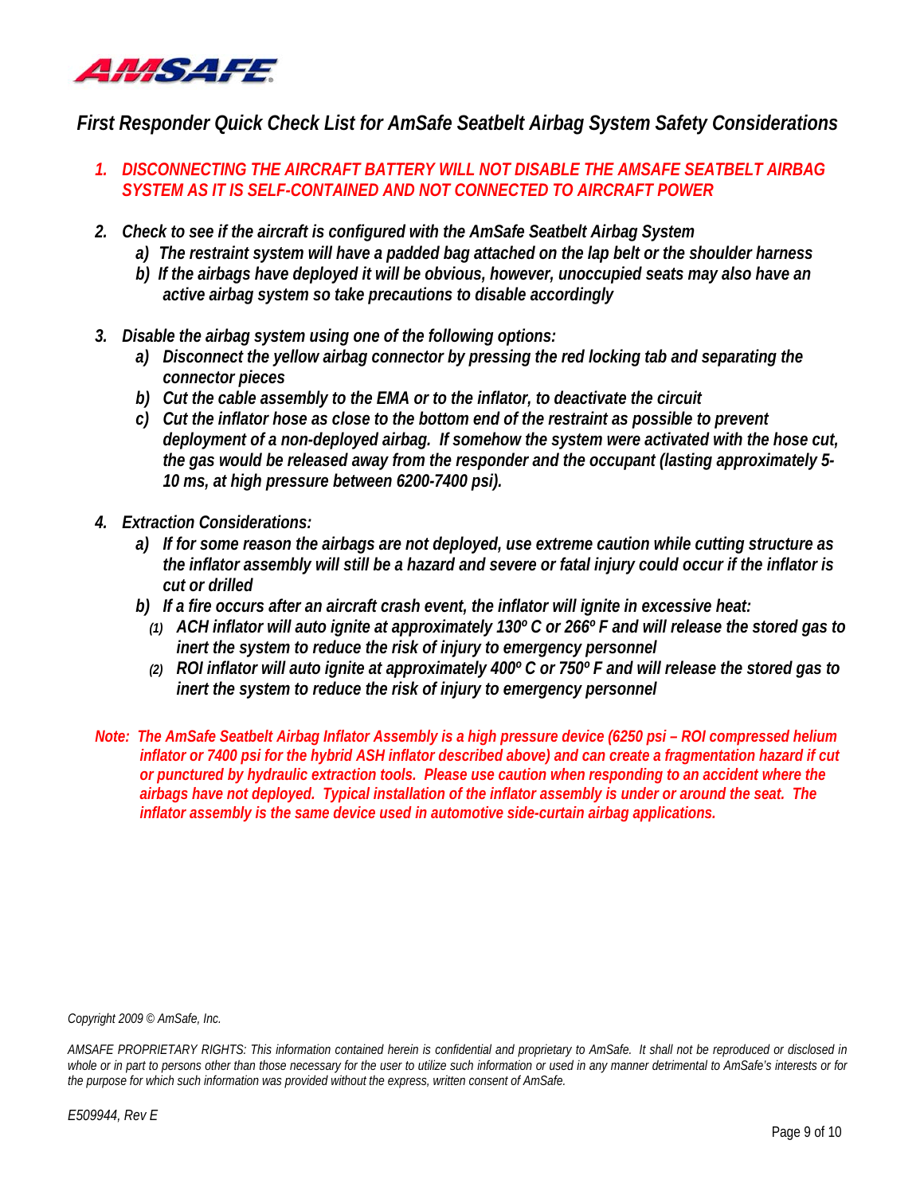AMSAFE

## *First Responder Quick Check List for AmSafe Seatbelt Airbag System Safety Considerations*

1. ***DISCONNECTING THE AIRCRAFT BATTERY WILL NOT DISABLE THE AMSAFE SEATBELT AIRBAG SYSTEM AS IT IS SELF-CONTAINED AND NOT CONNECTED TO AIRCRAFT POWER***

2. ***Check to see if the aircraft is configured with the AmSafe Seatbelt Airbag System***
   a) *The restraint system will have a padded bag attached on the lap belt or the shoulder harness*
   b) *If the airbags have deployed it will be obvious, however, unoccupied seats may also have an active airbag system so take precautions to disable accordingly*

3. ***Disable the airbag system using one of the following options:***
   a) *Disconnect the yellow airbag connector by pressing the red locking tab and separating the connector pieces*
   b) *Cut the cable assembly to the EMA or to the inflator, to deactivate the circuit*
   c) *Cut the inflator hose as close to the bottom end of the restraint as possible to prevent deployment of a non-deployed airbag. If somehow the system were activated with the hose cut, the gas would be released away from the responder and the occupant (lasting approximately 5-10 ms, at high pressure between 6200-7400 psi).*

4. ***Extraction Considerations:***
   a) *If for some reason the airbags are not deployed, use extreme caution while cutting structure as the inflator assembly will still be a hazard and severe or fatal injury could occur if the inflator is cut or drilled*
   b) *If a fire occurs after an aircraft crash event, the inflator will ignite in excessive heat:*
      (1) *ACH inflator will auto ignite at approximately 130º C or 266º F and will release the stored gas to inert the system to reduce the risk of injury to emergency personnel*
      (2) *ROI inflator will auto ignite at approximately 400º C or 750º F and will release the stored gas to inert the system to reduce the risk of injury to emergency personnel*

***Note: The AmSafe Seatbelt Airbag Inflator Assembly is a high pressure device (6250 psi – ROI compressed helium inflator or 7400 psi for the hybrid ASH inflator described above) and can create a fragmentation hazard if cut or punctured by hydraulic extraction tools. Please use caution when responding to an accident where the airbags have not deployed. Typical installation of the inflator assembly is under or around the seat. The inflator assembly is the same device used in automotive side-curtain airbag applications.***

*Copyright 2009 © AmSafe, Inc.*

*AMSAFE PROPRIETARY RIGHTS: This information contained herein is confidential and proprietary to AmSafe. It shall not be reproduced or disclosed in whole or in part to persons other than those necessary for the user to utilize such information or used in any manner detrimental to AmSafe's interests or for the purpose for which such information was provided without the express, written consent of AmSafe.*

*E509944, Rev E*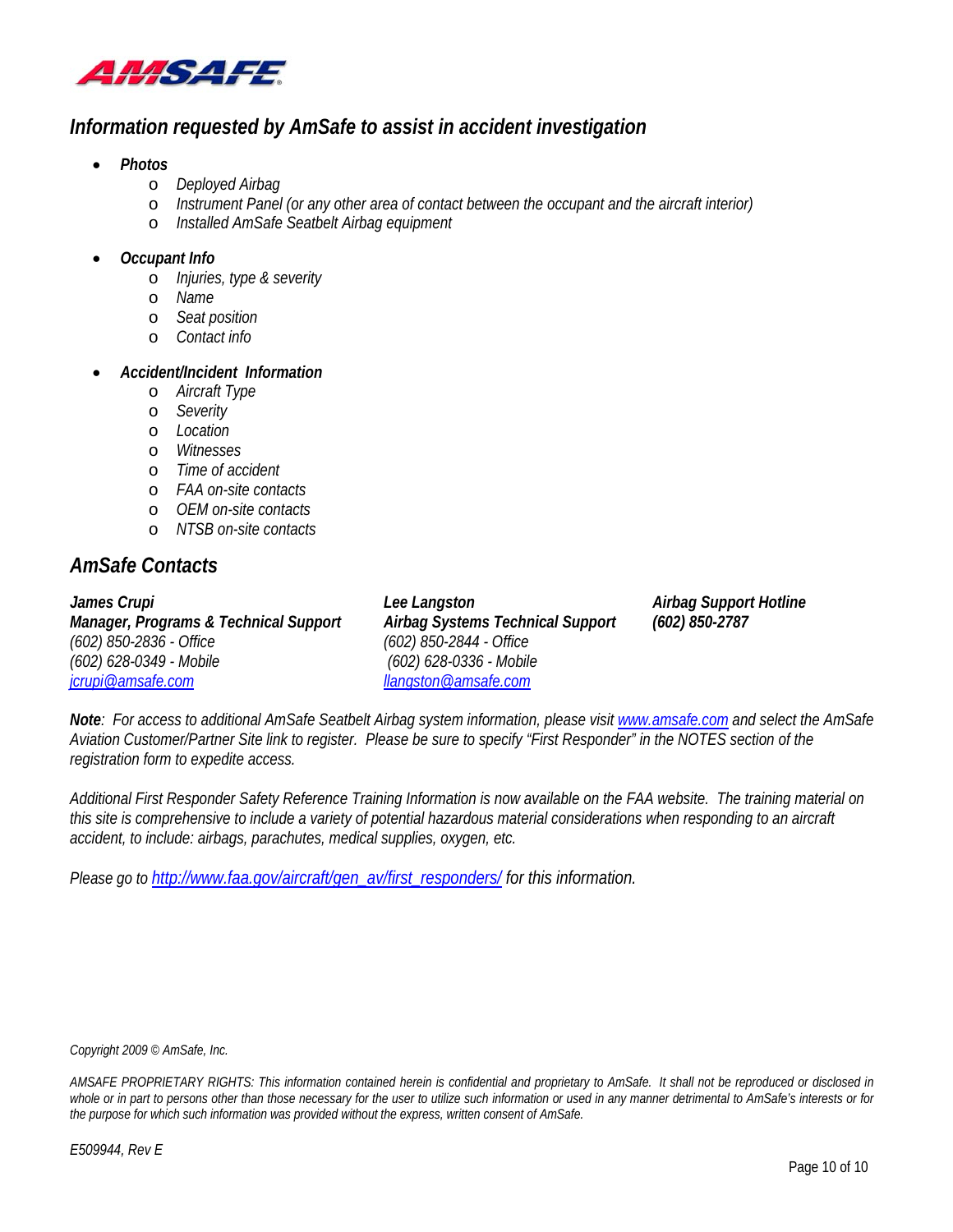## *Information requested by AmSafe to assist in accident investigation*

- ***Photos***
  - *Deployed Airbag*
  - *Instrument Panel (or any other area of contact between the occupant and the aircraft interior)*
  - *Installed AmSafe Seatbelt Airbag equipment*
- ***Occupant Info***
  - *Injuries, type & severity*
  - *Name*
  - *Seat position*
  - *Contact info*
- ***Accident/Incident Information***
  - *Aircraft Type*
  - *Severity*
  - *Location*
  - *Witnesses*
  - *Time of accident*
  - *FAA on-site contacts*
  - *OEM on-site contacts*
  - *NTSB on-site contacts*

## *AmSafe Contacts*

***James Crupi***
***Manager, Programs & Technical Support***
*(602) 850-2836 - Office*
*(602) 628-0349 - Mobile*
*jcrupi@amsafe.com*

***Lee Langston***
***Airbag Systems Technical Support***
*(602) 850-2844 - Office*
*(602) 628-0336 - Mobile*
*llangston@amsafe.com*

***Airbag Support Hotline***
***(602) 850-2787***

***Note**: For access to additional AmSafe Seatbelt Airbag system information, please visit www.amsafe.com and select the AmSafe Aviation Customer/Partner Site link to register. Please be sure to specify "First Responder" in the NOTES section of the registration form to expedite access.*

*Additional First Responder Safety Reference Training Information is now available on the FAA website. The training material on this site is comprehensive to include a variety of potential hazardous material considerations when responding to an aircraft accident, to include: airbags, parachutes, medical supplies, oxygen, etc.*

*Please go to http://www.faa.gov/aircraft/gen_av/first_responders/ for this information.*

*Copyright 2009 © AmSafe, Inc.*

*AMSAFE PROPRIETARY RIGHTS: This information contained herein is confidential and proprietary to AmSafe. It shall not be reproduced or disclosed in whole or in part to persons other than those necessary for the user to utilize such information or used in any manner detrimental to AmSafe's interests or for the purpose for which such information was provided without the express, written consent of AmSafe.*

*E509944, Rev E*